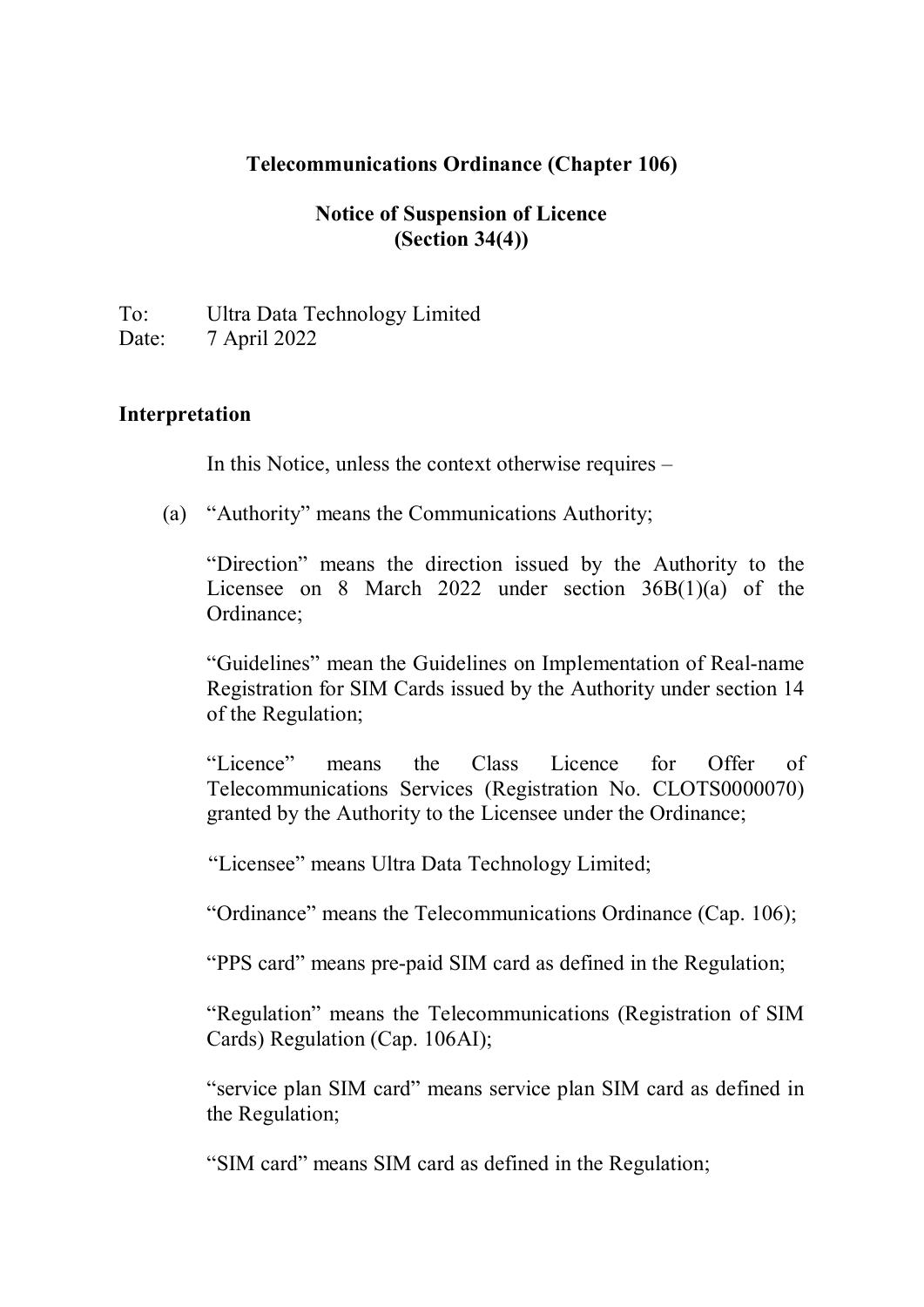**Telecommunications Ordinance (Chapter 106)**

**Notice of Suspension of Licence**
**(Section 34(4))**

To: Ultra Data Technology Limited
Date: 7 April 2022

**Interpretation**

In this Notice, unless the context otherwise requires –

(a) "Authority" means the Communications Authority;

"Direction" means the direction issued by the Authority to the Licensee on 8 March 2022 under section 36B(1)(a) of the Ordinance;

"Guidelines" mean the Guidelines on Implementation of Real-name Registration for SIM Cards issued by the Authority under section 14 of the Regulation;

"Licence" means the Class Licence for Offer of Telecommunications Services (Registration No. CLOTS0000070) granted by the Authority to the Licensee under the Ordinance;

"Licensee" means Ultra Data Technology Limited;

"Ordinance" means the Telecommunications Ordinance (Cap. 106);

"PPS card" means pre-paid SIM card as defined in the Regulation;

"Regulation" means the Telecommunications (Registration of SIM Cards) Regulation (Cap. 106AI);

"service plan SIM card" means service plan SIM card as defined in the Regulation;

"SIM card" means SIM card as defined in the Regulation;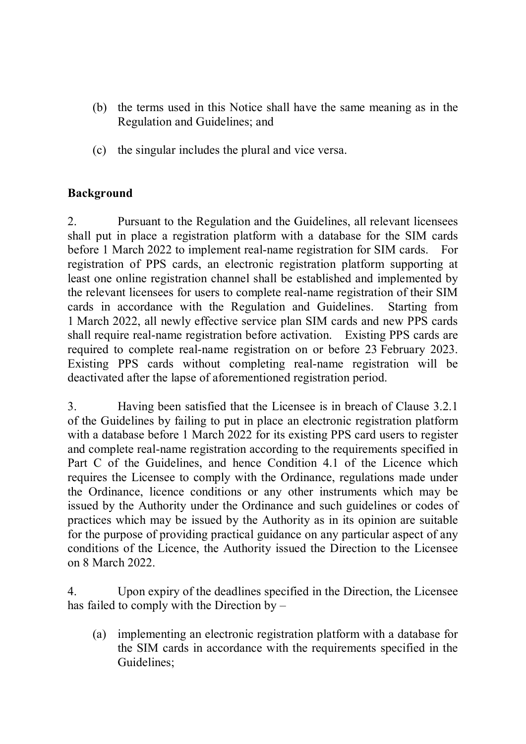(b) the terms used in this Notice shall have the same meaning as in the Regulation and Guidelines; and

(c) the singular includes the plural and vice versa.

**Background**

2. Pursuant to the Regulation and the Guidelines, all relevant licensees shall put in place a registration platform with a database for the SIM cards before 1 March 2022 to implement real-name registration for SIM cards. For registration of PPS cards, an electronic registration platform supporting at least one online registration channel shall be established and implemented by the relevant licensees for users to complete real-name registration of their SIM cards in accordance with the Regulation and Guidelines. Starting from 1 March 2022, all newly effective service plan SIM cards and new PPS cards shall require real-name registration before activation. Existing PPS cards are required to complete real-name registration on or before 23 February 2023. Existing PPS cards without completing real-name registration will be deactivated after the lapse of aforementioned registration period.

3. Having been satisfied that the Licensee is in breach of Clause 3.2.1 of the Guidelines by failing to put in place an electronic registration platform with a database before 1 March 2022 for its existing PPS card users to register and complete real-name registration according to the requirements specified in Part C of the Guidelines, and hence Condition 4.1 of the Licence which requires the Licensee to comply with the Ordinance, regulations made under the Ordinance, licence conditions or any other instruments which may be issued by the Authority under the Ordinance and such guidelines or codes of practices which may be issued by the Authority as in its opinion are suitable for the purpose of providing practical guidance on any particular aspect of any conditions of the Licence, the Authority issued the Direction to the Licensee on 8 March 2022.

4. Upon expiry of the deadlines specified in the Direction, the Licensee has failed to comply with the Direction by –

(a) implementing an electronic registration platform with a database for the SIM cards in accordance with the requirements specified in the Guidelines;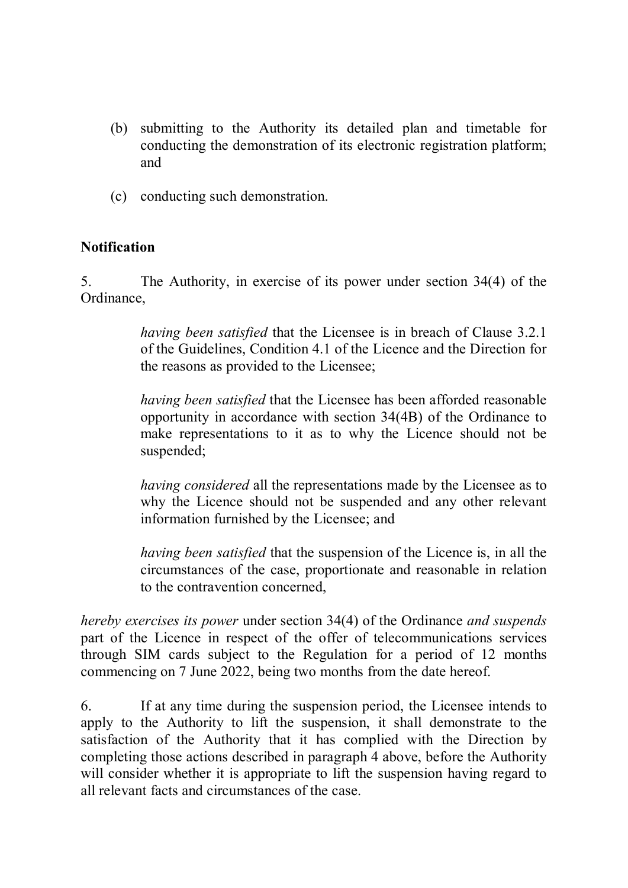(b) submitting to the Authority its detailed plan and timetable for conducting the demonstration of its electronic registration platform; and

(c) conducting such demonstration.

**Notification**

5. The Authority, in exercise of its power under section 34(4) of the Ordinance,

> *having been satisfied* that the Licensee is in breach of Clause 3.2.1 of the Guidelines, Condition 4.1 of the Licence and the Direction for the reasons as provided to the Licensee;
>
> *having been satisfied* that the Licensee has been afforded reasonable opportunity in accordance with section 34(4B) of the Ordinance to make representations to it as to why the Licence should not be suspended;
>
> *having considered* all the representations made by the Licensee as to why the Licence should not be suspended and any other relevant information furnished by the Licensee; and
>
> *having been satisfied* that the suspension of the Licence is, in all the circumstances of the case, proportionate and reasonable in relation to the contravention concerned,

*hereby exercises its power* under section 34(4) of the Ordinance *and suspends* part of the Licence in respect of the offer of telecommunications services through SIM cards subject to the Regulation for a period of 12 months commencing on 7 June 2022, being two months from the date hereof.

6. If at any time during the suspension period, the Licensee intends to apply to the Authority to lift the suspension, it shall demonstrate to the satisfaction of the Authority that it has complied with the Direction by completing those actions described in paragraph 4 above, before the Authority will consider whether it is appropriate to lift the suspension having regard to all relevant facts and circumstances of the case.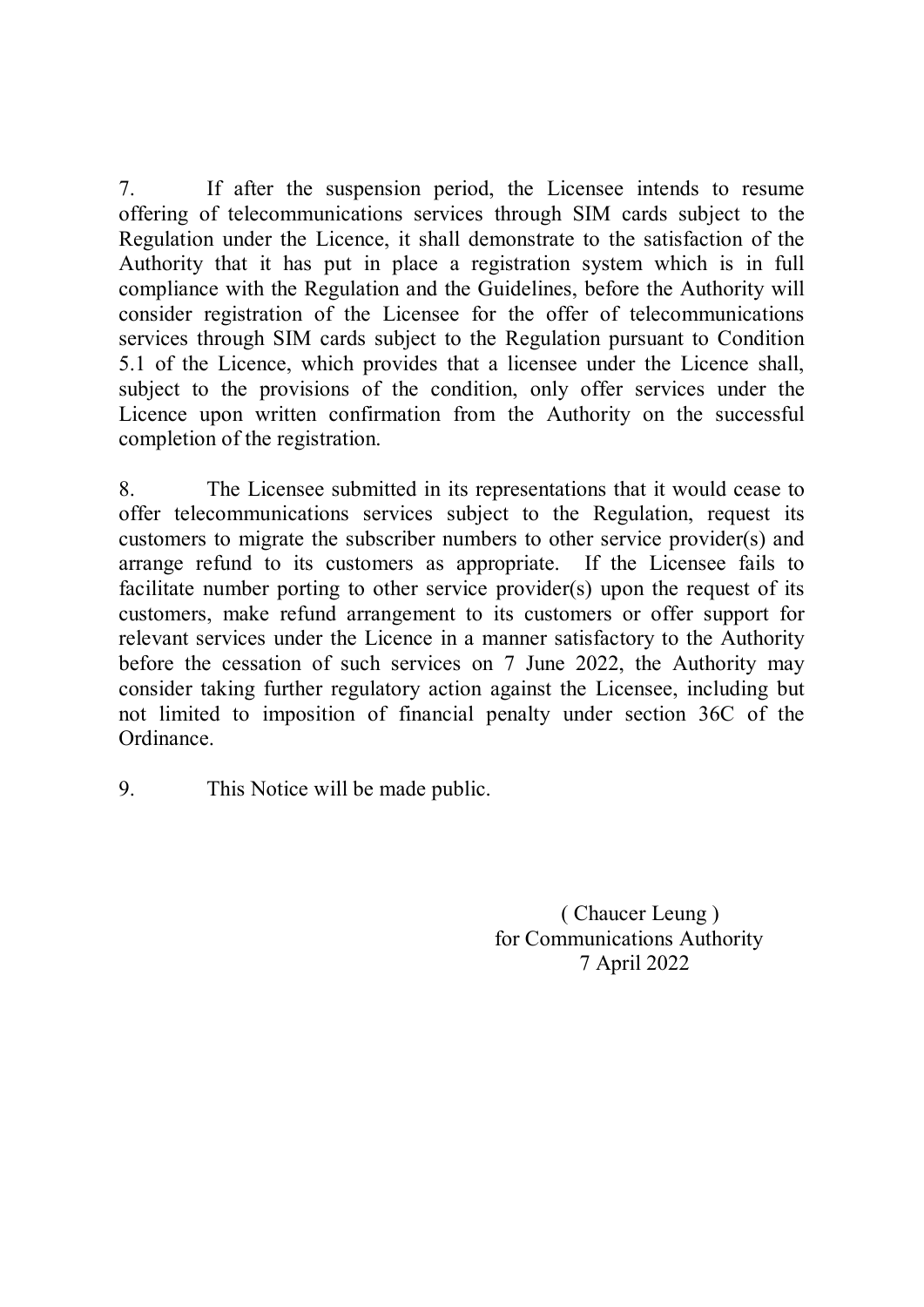7. If after the suspension period, the Licensee intends to resume offering of telecommunications services through SIM cards subject to the Regulation under the Licence, it shall demonstrate to the satisfaction of the Authority that it has put in place a registration system which is in full compliance with the Regulation and the Guidelines, before the Authority will consider registration of the Licensee for the offer of telecommunications services through SIM cards subject to the Regulation pursuant to Condition 5.1 of the Licence, which provides that a licensee under the Licence shall, subject to the provisions of the condition, only offer services under the Licence upon written confirmation from the Authority on the successful completion of the registration.

8. The Licensee submitted in its representations that it would cease to offer telecommunications services subject to the Regulation, request its customers to migrate the subscriber numbers to other service provider(s) and arrange refund to its customers as appropriate. If the Licensee fails to facilitate number porting to other service provider(s) upon the request of its customers, make refund arrangement to its customers or offer support for relevant services under the Licence in a manner satisfactory to the Authority before the cessation of such services on 7 June 2022, the Authority may consider taking further regulatory action against the Licensee, including but not limited to imposition of financial penalty under section 36C of the Ordinance.

9. This Notice will be made public.

( Chaucer Leung )
for Communications Authority
7 April 2022